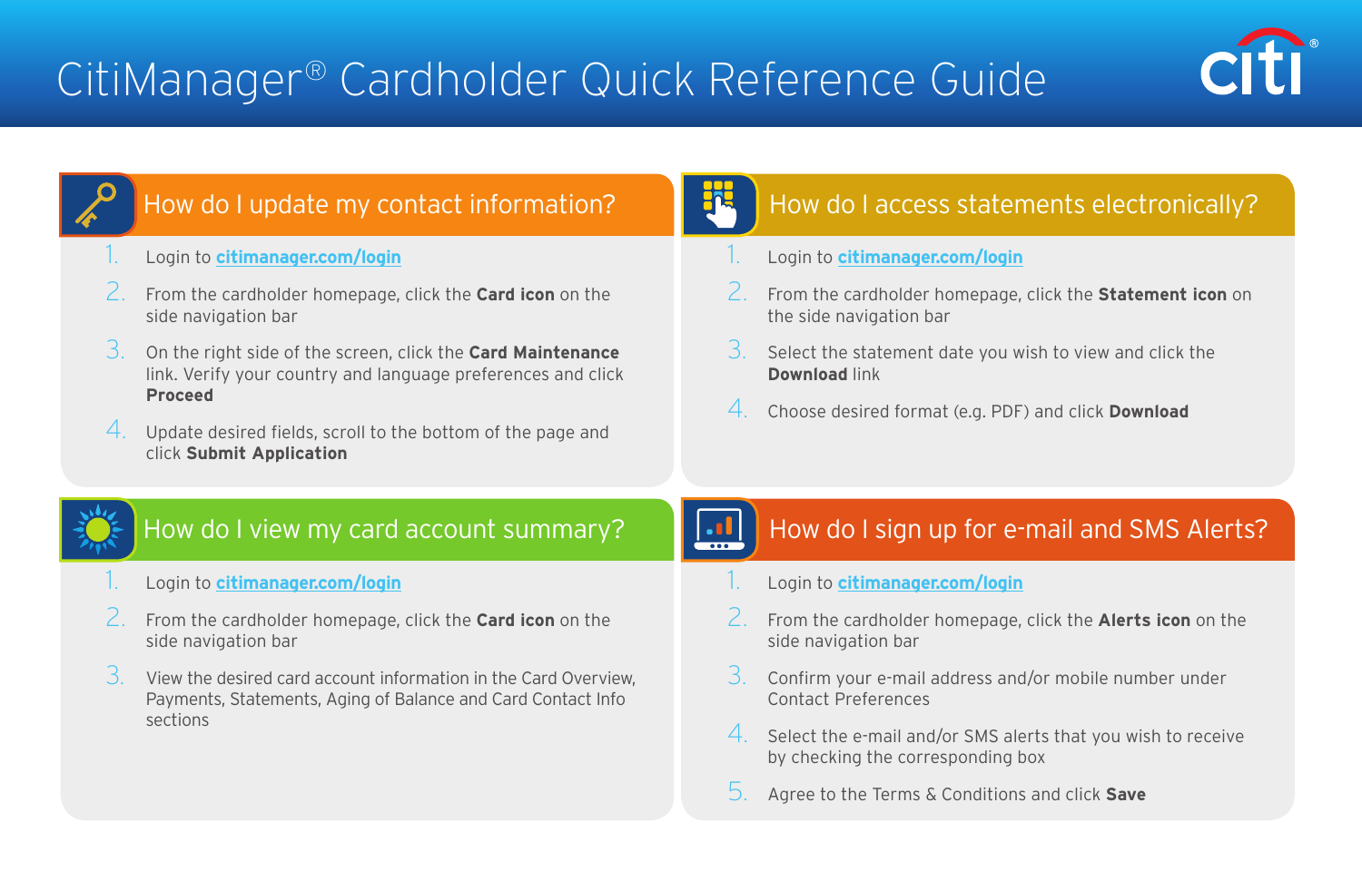# CitiManager® Cardholder Quick Reference Guide

## How do I update my contact information?

1. Login to [citimanager.com/login](https://citimanager.com/login)
2. From the cardholder homepage, click the **Card icon** on the side navigation bar
3. On the right side of the screen, click the **Card Maintenance** link. Verify your country and language preferences and click **Proceed**
4. Update desired fields, scroll to the bottom of the page and click **Submit Application**

## How do I access statements electronically?

1. Login to [citimanager.com/login](https://citimanager.com/login)
2. From the cardholder homepage, click the **Statement icon** on the side navigation bar
3. Select the statement date you wish to view and click the **Download** link
4. Choose desired format (e.g. PDF) and click **Download**

## How do I view my card account summary?

1. Login to [citimanager.com/login](https://citimanager.com/login)
2. From the cardholder homepage, click the **Card icon** on the side navigation bar
3. View the desired card account information in the Card Overview, Payments, Statements, Aging of Balance and Card Contact Info sections

## How do I sign up for e-mail and SMS Alerts?

1. Login to [citimanager.com/login](https://citimanager.com/login)
2. From the cardholder homepage, click the **Alerts icon** on the side navigation bar
3. Confirm your e-mail address and/or mobile number under Contact Preferences
4. Select the e-mail and/or SMS alerts that you wish to receive by checking the corresponding box
5. Agree to the Terms & Conditions and click **Save**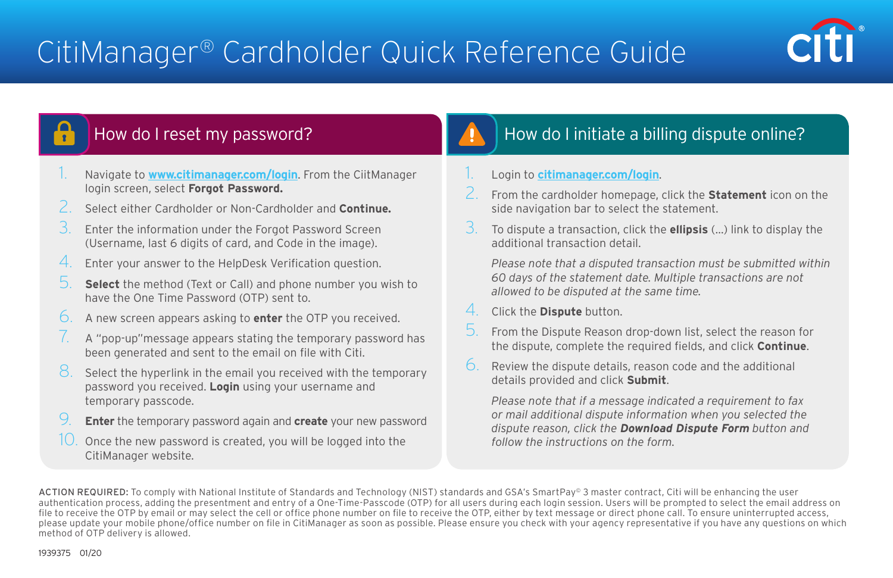# CitiManager® Cardholder Quick Reference Guide

## How do I reset my password?

1. Navigate to **www.citimanager.com/login**. From the CiitManager login screen, select **Forgot Password.**
2. Select either Cardholder or Non-Cardholder and **Continue.**
3. Enter the information under the Forgot Password Screen (Username, last 6 digits of card, and Code in the image).
4. Enter your answer to the HelpDesk Verification question.
5. **Select** the method (Text or Call) and phone number you wish to have the One Time Password (OTP) sent to.
6. A new screen appears asking to **enter** the OTP you received.
7. A "pop-up"message appears stating the temporary password has been generated and sent to the email on file with Citi.
8. Select the hyperlink in the email you received with the temporary password you received. **Login** using your username and temporary passcode.
9. **Enter** the temporary password again and **create** your new password
10. Once the new password is created, you will be logged into the CitiManager website.

## How do I initiate a billing dispute online?

1. Login to **citimanager.com/login**.
2. From the cardholder homepage, click the **Statement** icon on the side navigation bar to select the statement.
3. To dispute a transaction, click the **ellipsis** (...) link to display the additional transaction detail.

   *Please note that a disputed transaction must be submitted within 60 days of the statement date. Multiple transactions are not allowed to be disputed at the same time.*

4. Click the **Dispute** button.
5. From the Dispute Reason drop-down list, select the reason for the dispute, complete the required fields, and click **Continue**.
6. Review the dispute details, reason code and the additional details provided and click **Submit**.

   *Please note that if a message indicated a requirement to fax or mail additional dispute information when you selected the dispute reason, click the* ***Download Dispute Form*** *button and follow the instructions on the form.*

ACTION REQUIRED: To comply with National Institute of Standards and Technology (NIST) standards and GSA's SmartPay® 3 master contract, Citi will be enhancing the user authentication process, adding the presentment and entry of a One-Time-Passcode (OTP) for all users during each login session. Users will be prompted to select the email address on file to receive the OTP by email or may select the cell or office phone number on file to receive the OTP, either by text message or direct phone call. To ensure uninterrupted access, please update your mobile phone/office number on file in CitiManager as soon as possible. Please ensure you check with your agency representative if you have any questions on which method of OTP delivery is allowed.

1939375 01/20